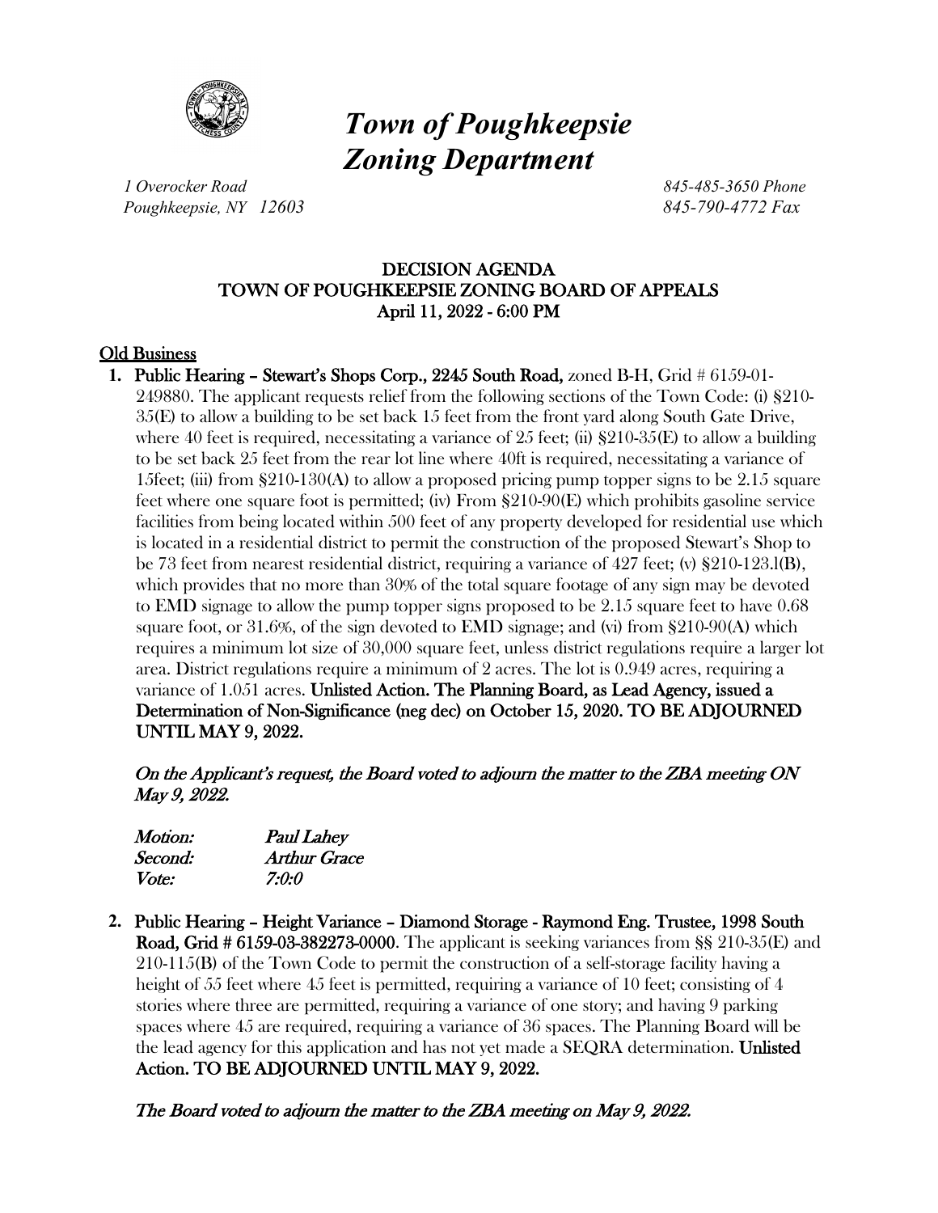# *Town of Poughkeepsie Zoning Department*

*1 Overocker Road*
*Poughkeepsie, NY 12603*

*845-485-3650 Phone*
*845-790-4772 Fax*

**DECISION AGENDA**
**TOWN OF POUGHKEEPSIE ZONING BOARD OF APPEALS**
**April 11, 2022 - 6:00 PM**

## Old Business

1. **Public Hearing – Stewart's Shops Corp., 2245 South Road,** zoned B-H, Grid # 6159-01-249880. The applicant requests relief from the following sections of the Town Code: (i) §210-35(E) to allow a building to be set back 15 feet from the front yard along South Gate Drive, where 40 feet is required, necessitating a variance of 25 feet; (ii) §210-35(E) to allow a building to be set back 25 feet from the rear lot line where 40ft is required, necessitating a variance of 15feet; (iii) from §210-130(A) to allow a proposed pricing pump topper signs to be 2.15 square feet where one square foot is permitted; (iv) From §210-90(E) which prohibits gasoline service facilities from being located within 500 feet of any property developed for residential use which is located in a residential district to permit the construction of the proposed Stewart's Shop to be 73 feet from nearest residential district, requiring a variance of 427 feet; (v) §210-123.l(B), which provides that no more than 30% of the total square footage of any sign may be devoted to EMD signage to allow the pump topper signs proposed to be 2.15 square feet to have 0.68 square foot, or 31.6%, of the sign devoted to EMD signage; and (vi) from §210-90(A) which requires a minimum lot size of 30,000 square feet, unless district regulations require a larger lot area. District regulations require a minimum of 2 acres. The lot is 0.949 acres, requiring a variance of 1.051 acres. **Unlisted Action. The Planning Board, as Lead Agency, issued a Determination of Non-Significance (neg dec) on October 15, 2020. TO BE ADJOURNED UNTIL MAY 9, 2022.**

   ***On the Applicant's request, the Board voted to adjourn the matter to the ZBA meeting ON May 9, 2022.***

   | | |
   |---|---|
   | *Motion:* | ***Paul Lahey*** |
   | *Second:* | ***Arthur Grace*** |
   | *Vote:* | *7:0:0* |

2. **Public Hearing – Height Variance – Diamond Storage - Raymond Eng. Trustee, 1998 South Road, Grid # 6159-03-382273-0000**. The applicant is seeking variances from §§ 210-35(E) and 210-115(B) of the Town Code to permit the construction of a self-storage facility having a height of 55 feet where 45 feet is permitted, requiring a variance of 10 feet; consisting of 4 stories where three are permitted, requiring a variance of one story; and having 9 parking spaces where 45 are required, requiring a variance of 36 spaces. The Planning Board will be the lead agency for this application and has not yet made a SEQRA determination. **Unlisted Action. TO BE ADJOURNED UNTIL MAY 9, 2022.**

   ***The Board voted to adjourn the matter to the ZBA meeting on May 9, 2022.***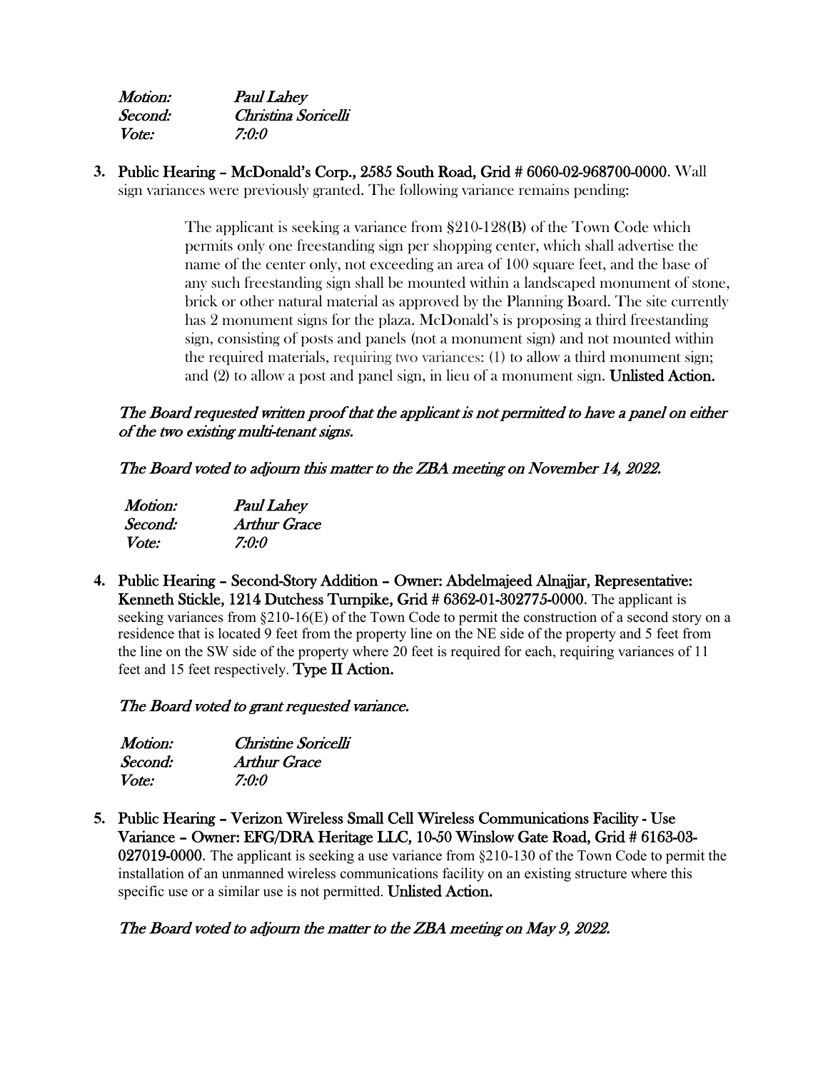| *Motion:* | *Paul Lahey* |
| --- | --- |
| *Second:* | *Christina Soricelli* |
| *Vote:* | *7:0:0* |

3. **Public Hearing – McDonald's Corp., 2585 South Road, Grid # 6060-02-968700-0000**. Wall sign variances were previously granted. The following variance remains pending:

   > The applicant is seeking a variance from §210-128(B) of the Town Code which permits only one freestanding sign per shopping center, which shall advertise the name of the center only, not exceeding an area of 100 square feet, and the base of any such freestanding sign shall be mounted within a landscaped monument of stone, brick or other natural material as approved by the Planning Board. The site currently has 2 monument signs for the plaza. McDonald's is proposing a third freestanding sign, consisting of posts and panels (not a monument sign) and not mounted within the required materials, requiring two variances: (1) to allow a third monument sign; and (2) to allow a post and panel sign, in lieu of a monument sign. **Unlisted Action.**

   *The Board requested written proof that the applicant is not permitted to have a panel on either of the two existing multi-tenant signs.*

   *The Board voted to adjourn this matter to the ZBA meeting on November 14, 2022.*

   | *Motion:* | *Paul Lahey* |
   | --- | --- |
   | *Second:* | *Arthur Grace* |
   | *Vote:* | *7:0:0* |

4. **Public Hearing – Second-Story Addition – Owner: Abdelmajeed Alnajjar, Representative: Kenneth Stickle, 1214 Dutchess Turnpike, Grid # 6362-01-302775-0000**. The applicant is seeking variances from §210-16(E) of the Town Code to permit the construction of a second story on a residence that is located 9 feet from the property line on the NE side of the property and 5 feet from the line on the SW side of the property where 20 feet is required for each, requiring variances of 11 feet and 15 feet respectively. **Type II Action.**

   *The Board voted to grant requested variance.*

   | *Motion:* | *Christine Soricelli* |
   | --- | --- |
   | *Second:* | *Arthur Grace* |
   | *Vote:* | *7:0:0* |

5. **Public Hearing – Verizon Wireless Small Cell Wireless Communications Facility - Use Variance – Owner: EFG/DRA Heritage LLC, 10-50 Winslow Gate Road, Grid # 6163-03-027019-0000**. The applicant is seeking a use variance from §210-130 of the Town Code to permit the installation of an unmanned wireless communications facility on an existing structure where this specific use or a similar use is not permitted. **Unlisted Action.**

   *The Board voted to adjourn the matter to the ZBA meeting on May 9, 2022.*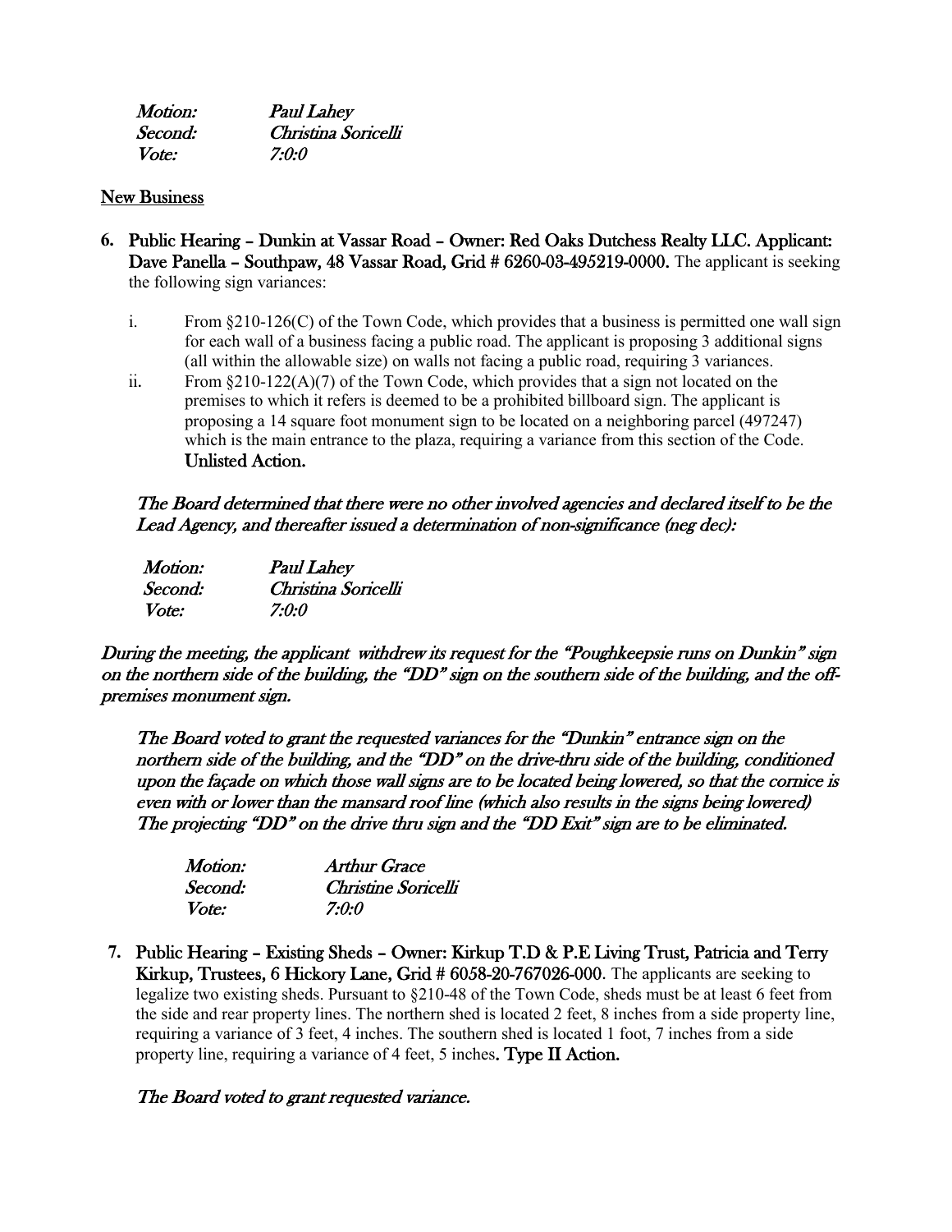| *Motion:* | *Paul Lahey* |
|---|---|
| *Second:* | *Christina Soricelli* |
| *Vote:* | *7:0:0* |

New Business

6. **Public Hearing – Dunkin at Vassar Road – Owner: Red Oaks Dutchess Realty LLC. Applicant: Dave Panella – Southpaw, 48 Vassar Road, Grid # 6260-03-495219-0000.** The applicant is seeking the following sign variances:

   i. From §210-126(C) of the Town Code, which provides that a business is permitted one wall sign for each wall of a business facing a public road. The applicant is proposing 3 additional signs (all within the allowable size) on walls not facing a public road, requiring 3 variances.

   ii. From §210-122(A)(7) of the Town Code, which provides that a sign not located on the premises to which it refers is deemed to be a prohibited billboard sign. The applicant is proposing a 14 square foot monument sign to be located on a neighboring parcel (497247) which is the main entrance to the plaza, requiring a variance from this section of the Code. **Unlisted Action.**

   *The Board determined that there were no other involved agencies and declared itself to be the Lead Agency, and thereafter issued a determination of non-significance (neg dec):*

| *Motion:* | *Paul Lahey* |
|---|---|
| *Second:* | *Christina Soricelli* |
| *Vote:* | *7:0:0* |

*During the meeting, the applicant withdrew its request for the "Poughkeepsie runs on Dunkin" sign on the northern side of the building, the "DD" sign on the southern side of the building, and the off-premises monument sign.*

*The Board voted to grant the requested variances for the "Dunkin" entrance sign on the northern side of the building, and the "DD" on the drive-thru side of the building, conditioned upon the façade on which those wall signs are to be located being lowered, so that the cornice is even with or lower than the mansard roof line (which also results in the signs being lowered) The projecting "DD" on the drive thru sign and the "DD Exit" sign are to be eliminated.*

| *Motion:* | *Arthur Grace* |
|---|---|
| *Second:* | *Christine Soricelli* |
| *Vote:* | *7:0:0* |

7. **Public Hearing – Existing Sheds – Owner: Kirkup T.D & P.E Living Trust, Patricia and Terry Kirkup, Trustees, 6 Hickory Lane, Grid # 6058-20-767026-000**. The applicants are seeking to legalize two existing sheds. Pursuant to §210-48 of the Town Code, sheds must be at least 6 feet from the side and rear property lines. The northern shed is located 2 feet, 8 inches from a side property line, requiring a variance of 3 feet, 4 inches. The southern shed is located 1 foot, 7 inches from a side property line, requiring a variance of 4 feet, 5 inches**. Type II Action.**

   *The Board voted to grant requested variance.*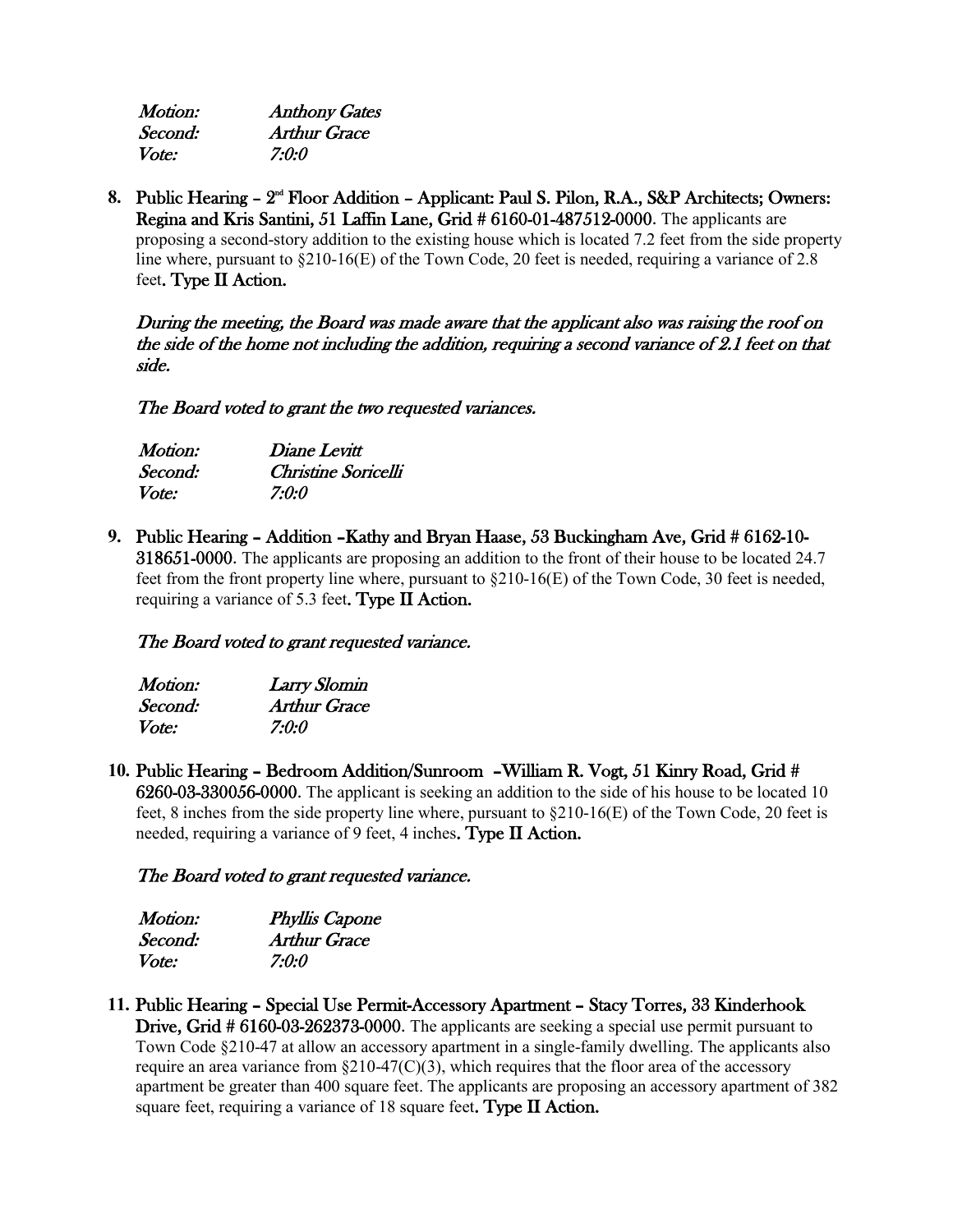*Motion:* *Anthony Gates*
*Second:* *Arthur Grace*
*Vote:* *7:0:0*

8. **Public Hearing – 2nd Floor Addition – Applicant: Paul S. Pilon, R.A., S&P Architects; Owners: Regina and Kris Santini, 51 Laffin Lane, Grid # 6160-01-487512-0000**. The applicants are proposing a second-story addition to the existing house which is located 7.2 feet from the side property line where, pursuant to §210-16(E) of the Town Code, 20 feet is needed, requiring a variance of 2.8 feet. **Type II Action.**

   *During the meeting, the Board was made aware that the applicant also was raising the roof on the side of the home not including the addition, requiring a second variance of 2.1 feet on that side.*

   *The Board voted to grant the two requested variances.*

   *Motion:* *Diane Levitt*
   *Second:* *Christine Soricelli*
   *Vote:* *7:0:0*

9. **Public Hearing – Addition –Kathy and Bryan Haase, 53 Buckingham Ave, Grid # 6162-10-318651-0000**. The applicants are proposing an addition to the front of their house to be located 24.7 feet from the front property line where, pursuant to §210-16(E) of the Town Code, 30 feet is needed, requiring a variance of 5.3 feet. **Type II Action.**

   *The Board voted to grant requested variance.*

   *Motion:* *Larry Slomin*
   *Second:* *Arthur Grace*
   *Vote:* *7:0:0*

10. **Public Hearing – Bedroom Addition/Sunroom –William R. Vogt, 51 Kinry Road, Grid # 6260-03-330056-0000**. The applicant is seeking an addition to the side of his house to be located 10 feet, 8 inches from the side property line where, pursuant to §210-16(E) of the Town Code, 20 feet is needed, requiring a variance of 9 feet, 4 inches. **Type II Action.**

    *The Board voted to grant requested variance.*

    *Motion:* *Phyllis Capone*
    *Second:* *Arthur Grace*
    *Vote:* *7:0:0*

11. **Public Hearing – Special Use Permit-Accessory Apartment – Stacy Torres, 33 Kinderhook Drive, Grid # 6160-03-262373-0000**. The applicants are seeking a special use permit pursuant to Town Code §210-47 at allow an accessory apartment in a single-family dwelling. The applicants also require an area variance from §210-47(C)(3), which requires that the floor area of the accessory apartment be greater than 400 square feet. The applicants are proposing an accessory apartment of 382 square feet, requiring a variance of 18 square feet. **Type II Action.**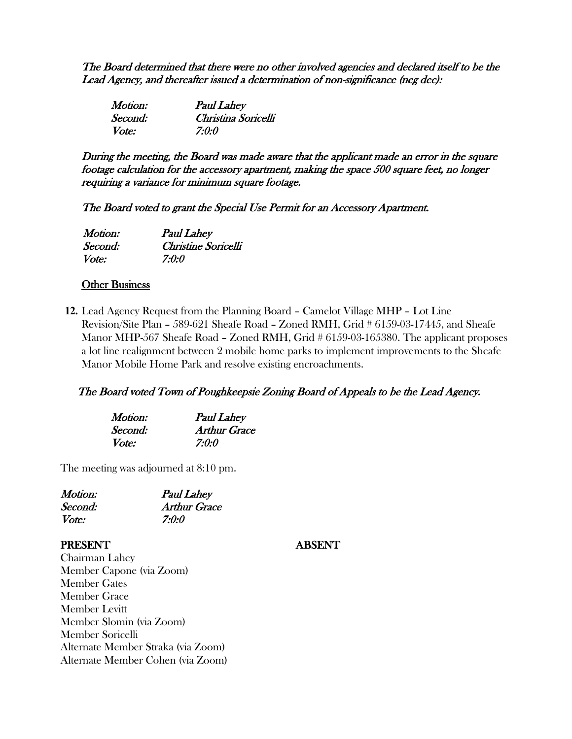*The Board determined that there were no other involved agencies and declared itself to be the Lead Agency, and thereafter issued a determination of non-significance (neg dec):*

| | |
|---|---|
| *Motion:* | *Paul Lahey* |
| *Second:* | *Christina Soricelli* |
| *Vote:* | *7:0:0* |

*During the meeting, the Board was made aware that the applicant made an error in the square footage calculation for the accessory apartment, making the space 500 square feet, no longer requiring a variance for minimum square footage.*

*The Board voted to grant the Special Use Permit for an Accessory Apartment.*

| | |
|---|---|
| *Motion:* | *Paul Lahey* |
| *Second:* | *Christine Soricelli* |
| *Vote:* | *7:0:0* |

Other Business

12. Lead Agency Request from the Planning Board – Camelot Village MHP – Lot Line Revision/Site Plan – 589-621 Sheafe Road – Zoned RMH, Grid # 6159-03-17445, and Sheafe Manor MHP-567 Sheafe Road – Zoned RMH, Grid # 6159-03-165380. The applicant proposes a lot line realignment between 2 mobile home parks to implement improvements to the Sheafe Manor Mobile Home Park and resolve existing encroachments.

*The Board voted Town of Poughkeepsie Zoning Board of Appeals to be the Lead Agency.*

| | |
|---|---|
| *Motion:* | *Paul Lahey* |
| *Second:* | *Arthur Grace* |
| *Vote:* | *7:0:0* |

The meeting was adjourned at 8:10 pm.

| | |
|---|---|
| *Motion:* | *Paul Lahey* |
| *Second:* | *Arthur Grace* |
| *Vote:* | *7:0:0* |

| **PRESENT** | **ABSENT** |
|---|---|
| Chairman Lahey | |
| Member Capone (via Zoom) | |
| Member Gates | |
| Member Grace | |
| Member Levitt | |
| Member Slomin (via Zoom) | |
| Member Soricelli | |
| Alternate Member Straka (via Zoom) | |
| Alternate Member Cohen (via Zoom) | |